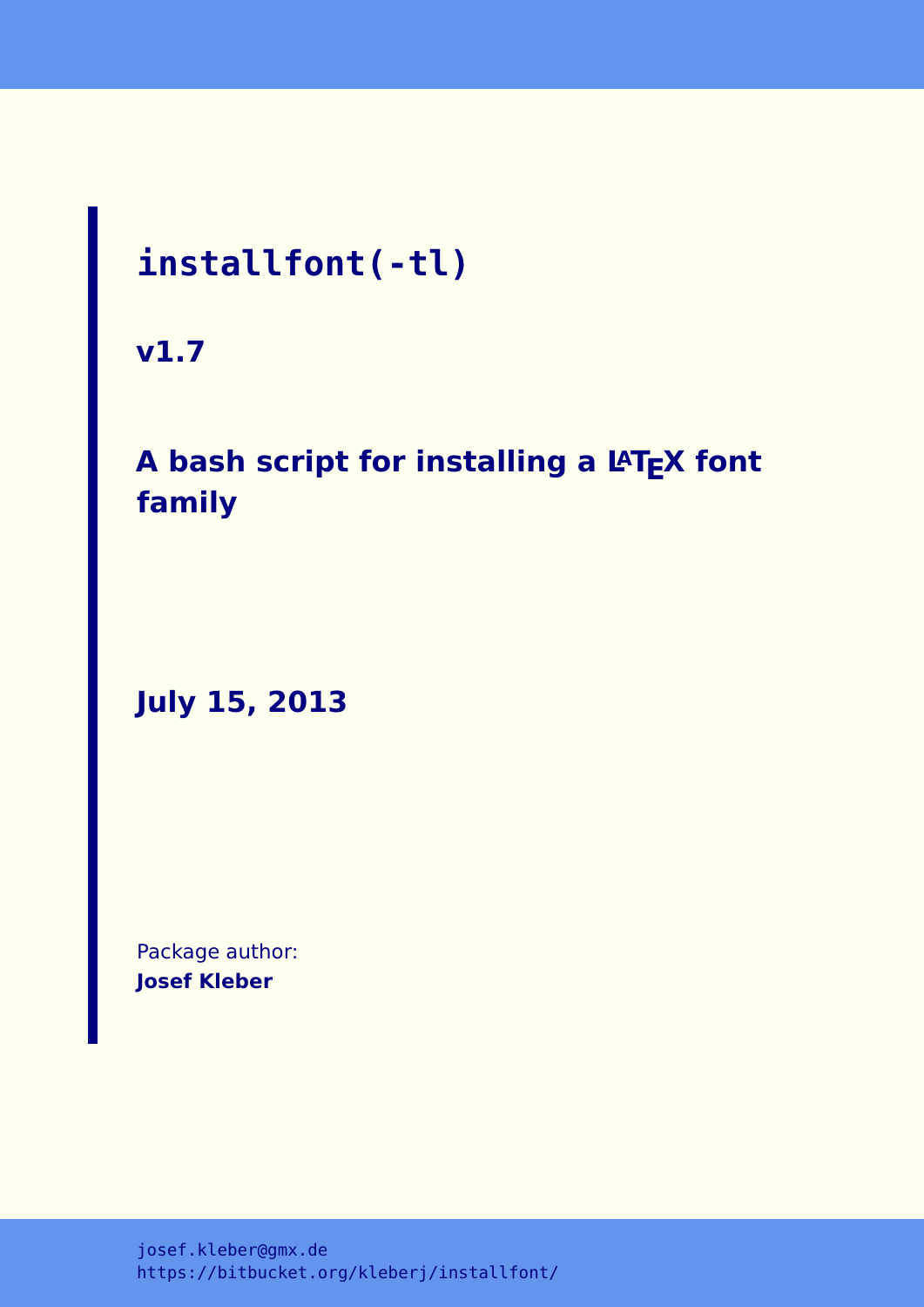# installfont(-tl)

**v1.7**

## A bash script for installing a LaTeX font family

**July 15, 2013**

Package author:
**Josef Kleber**

josef.kleber@gmx.de
https://bitbucket.org/kleberj/installfont/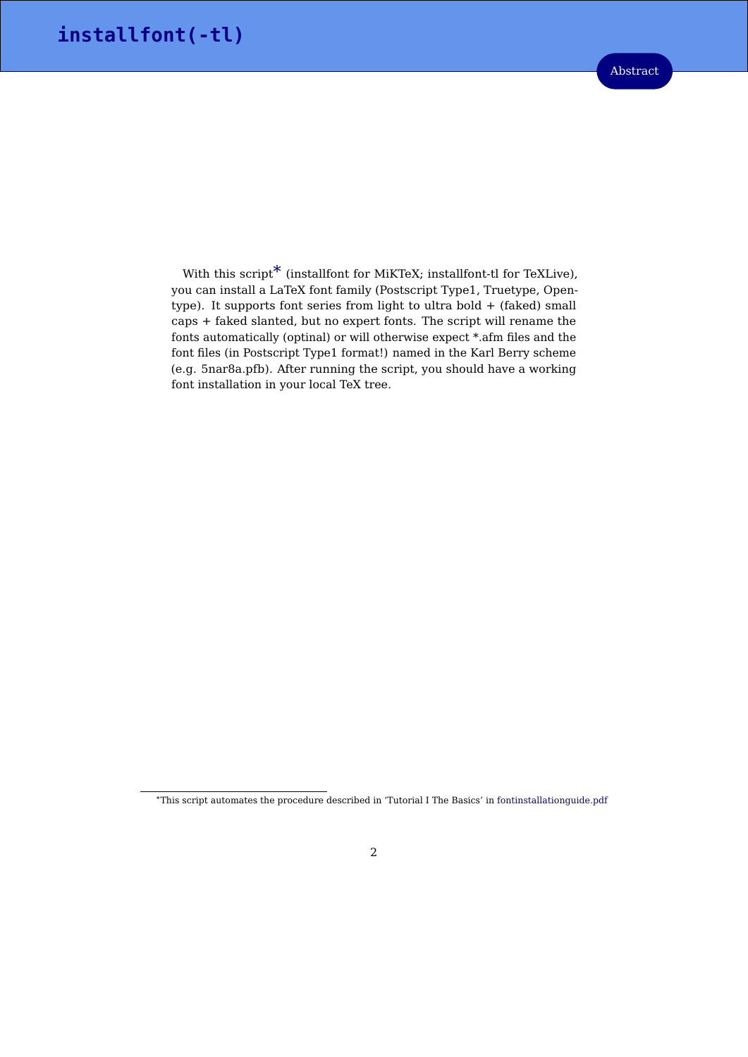## Abstract

With this script[*] (installfont for MiKTeX; installfont-tl for TeXLive), you can install a LaTeX font family (Postscript Type1, Truetype, Opentype). It supports font series from light to ultra bold + (faked) small caps + faked slanted, but no expert fonts. The script will rename the fonts automatically (optinal) or will otherwise expect *.afm files and the font files (in Postscript Type1 format!) named in the Karl Berry scheme (e.g. 5nar8a.pfb). After running the script, you should have a working font installation in your local TeX tree.

[*] This script automates the procedure described in 'Tutorial I The Basics' in fontinstallationguide.pdf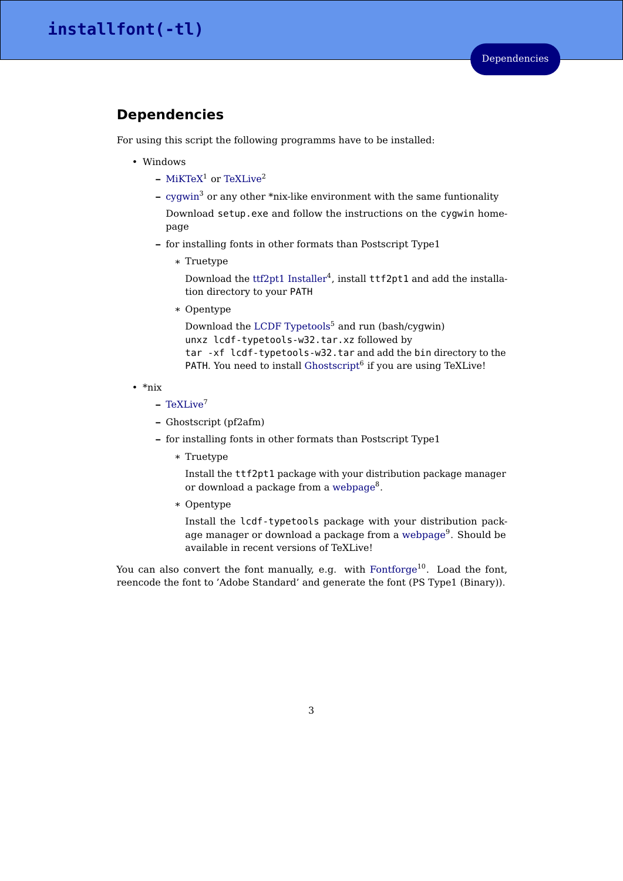## Dependencies

For using this script the following programms have to be installed:

- Windows
  - MiKTeX[1] or TeXLive[2]
  - cygwin[3] or any other *nix-like environment with the same funtionality

    Download `setup.exe` and follow the instructions on the `cygwin` homepage
  - for installing fonts in other formats than Postscript Type1
    - Truetype

      Download the ttf2pt1 Installer[4], install `ttf2pt1` and add the installation directory to your `PATH`
    - Opentype

      Download the LCDF Typetools[5] and run (bash/cygwin) `unxz lcdf-typetools-w32.tar.xz` followed by `tar -xf lcdf-typetools-w32.tar` and add the `bin` directory to the `PATH`. You need to install Ghostscript[6] if you are using TeXLive!
- *nix
  - TeXLive[7]
  - Ghostscript (pf2afm)
  - for installing fonts in other formats than Postscript Type1
    - Truetype

      Install the `ttf2pt1` package with your distribution package manager or download a package from a webpage[8].
    - Opentype

      Install the `lcdf-typetools` package with your distribution package manager or download a package from a webpage[9]. Should be available in recent versions of TeXLive!

You can also convert the font manually, e.g. with Fontforge[10]. Load the font, reencode the font to 'Adobe Standard' and generate the font (PS Type1 (Binary)).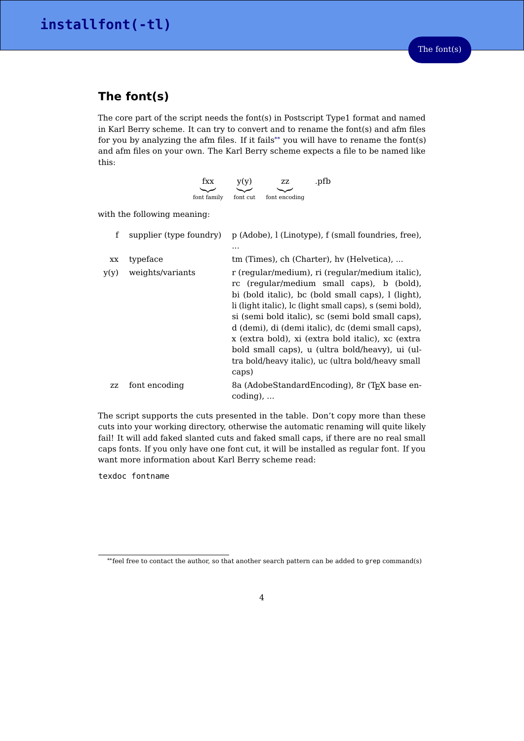## The font(s)

The core part of the script needs the font(s) in Postscript Type1 format and named in Karl Berry scheme. It can try to convert and to rename the font(s) and afm files for you by analyzing the afm files. If it fails** you will have to rename the font(s) and afm files on your own. The Karl Berry scheme expects a file to be named like this:

$$\underbrace{\text{fxx}}_{\text{font family}}\quad\underbrace{\text{y(y)}}_{\text{font cut}}\quad\underbrace{\text{zz}}_{\text{font encoding}}\quad\text{.pfb}$$

with the following meaning:

| | | |
|---|---|---|
| f | supplier (type foundry) | p (Adobe), l (Linotype), f (small foundries, free), ... |
| xx | typeface | tm (Times), ch (Charter), hv (Helvetica), ... |
| y(y) | weights/variants | r (regular/medium), ri (regular/medium italic), rc (regular/medium small caps), b (bold), bi (bold italic), bc (bold small caps), l (light), li (light italic), lc (light small caps), s (semi bold), si (semi bold italic), sc (semi bold small caps), d (demi), di (demi italic), dc (demi small caps), x (extra bold), xi (extra bold italic), xc (extra bold small caps), u (ultra bold/heavy), ui (ultra bold/heavy italic), uc (ultra bold/heavy small caps) |
| zz | font encoding | 8a (AdobeStandardEncoding), 8r (TeX base encoding), ... |

The script supports the cuts presented in the table. Don't copy more than these cuts into your working directory, otherwise the automatic renaming will quite likely fail! It will add faked slanted cuts and faked small caps, if there are no real small caps fonts. If you only have one font cut, it will be installed as regular font. If you want more information about Karl Berry scheme read:

```
texdoc fontname
```

**feel free to contact the author, so that another search pattern can be added to `grep` command(s)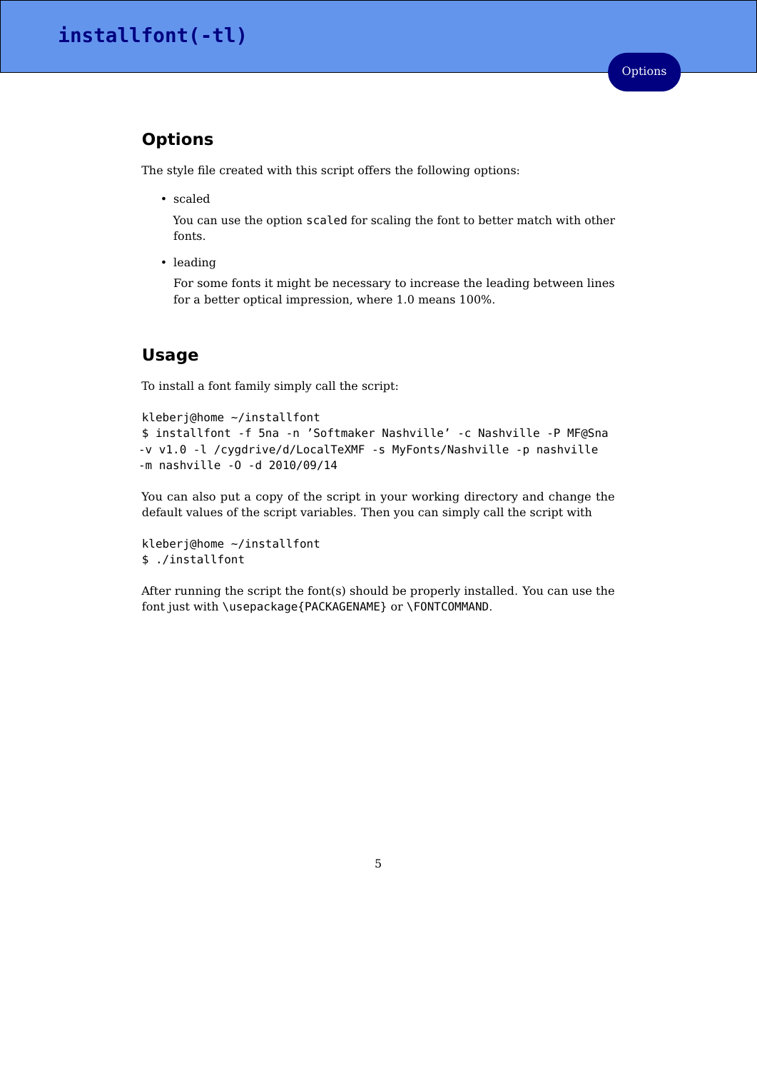## Options

The style file created with this script offers the following options:

- scaled

  You can use the option `scaled` for scaling the font to better match with other fonts.

- leading

  For some fonts it might be necessary to increase the leading between lines for a better optical impression, where 1.0 means 100%.

## Usage

To install a font family simply call the script:

```
kleberj@home ~/installfont
$ installfont -f 5na -n 'Softmaker Nashville' -c Nashville -P MF@Sna
-v v1.0 -l /cygdrive/d/LocalTeXMF -s MyFonts/Nashville -p nashville
-m nashville -O -d 2010/09/14
```

You can also put a copy of the script in your working directory and change the default values of the script variables. Then you can simply call the script with

```
kleberj@home ~/installfont
$ ./installfont
```

After running the script the font(s) should be properly installed. You can use the font just with `\usepackage{PACKAGENAME}` or `\FONTCOMMAND`.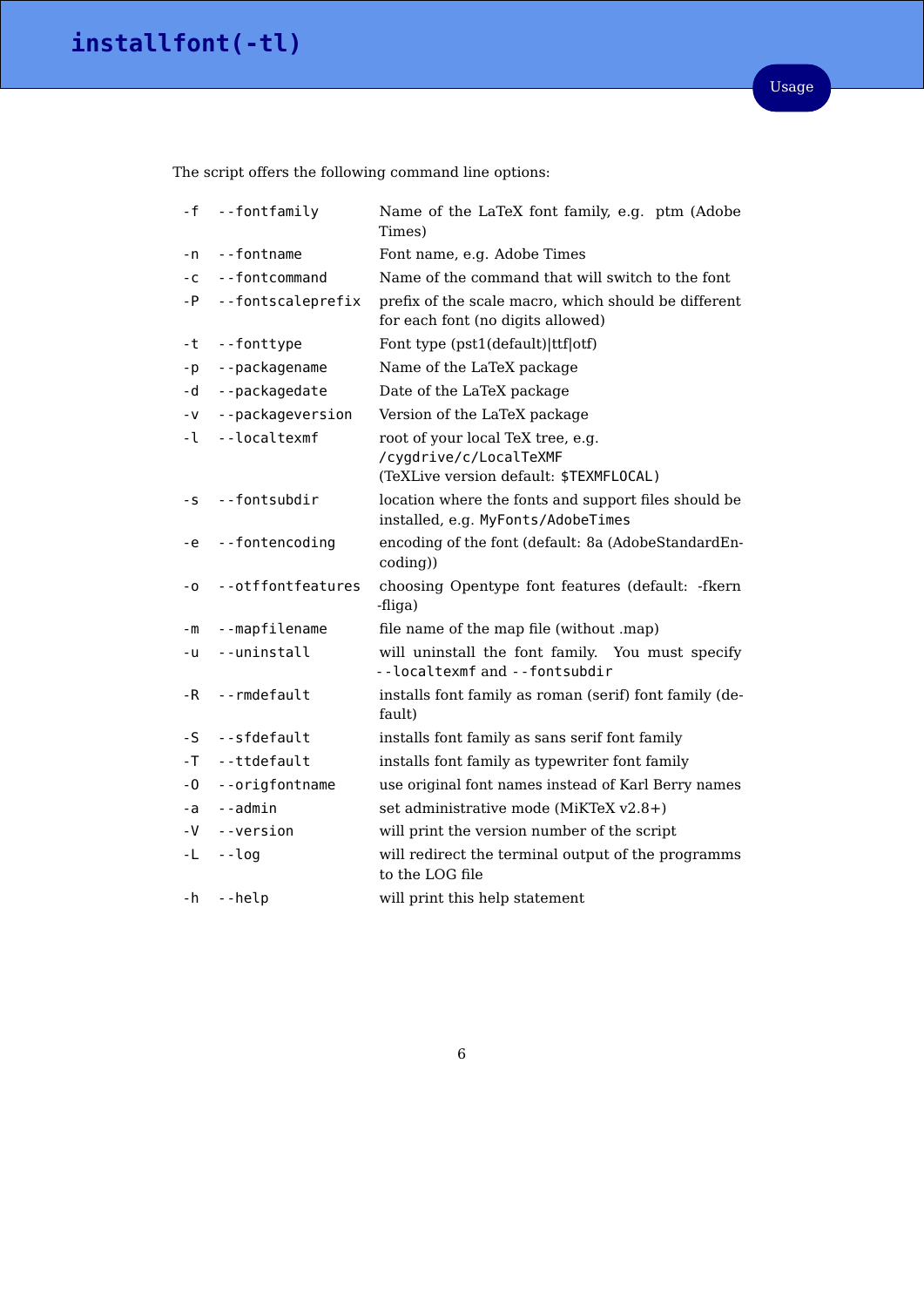The script offers the following command line options:

| | | |
|---|---|---|
| -f | --fontfamily | Name of the LaTeX font family, e.g. ptm (Adobe Times) |
| -n | --fontname | Font name, e.g. Adobe Times |
| -c | --fontcommand | Name of the command that will switch to the font |
| -P | --fontscaleprefix | prefix of the scale macro, which should be different for each font (no digits allowed) |
| -t | --fonttype | Font type (pst1(default)\|ttf\|otf) |
| -p | --packagename | Name of the LaTeX package |
| -d | --packagedate | Date of the LaTeX package |
| -v | --packageversion | Version of the LaTeX package |
| -l | --localtexmf | root of your local TeX tree, e.g. `/cygdrive/c/LocalTeXMF` (TeXLive version default: `$TEXMFLOCAL)` |
| -s | --fontsubdir | location where the fonts and support files should be installed, e.g. `MyFonts/AdobeTimes` |
| -e | --fontencoding | encoding of the font (default: 8a (AdobeStandardEncoding)) |
| -o | --otffontfeatures | choosing Opentype font features (default: -fkern -fliga) |
| -m | --mapfilename | file name of the map file (without .map) |
| -u | --uninstall | will uninstall the font family. You must specify `--localtexmf` and `--fontsubdir` |
| -R | --rmdefault | installs font family as roman (serif) font family (default) |
| -S | --sfdefault | installs font family as sans serif font family |
| -T | --ttdefault | installs font family as typewriter font family |
| -O | --origfontname | use original font names instead of Karl Berry names |
| -a | --admin | set administrative mode (MiKTeX v2.8+) |
| -V | --version | will print the version number of the script |
| -L | --log | will redirect the terminal output of the programms to the LOG file |
| -h | --help | will print this help statement |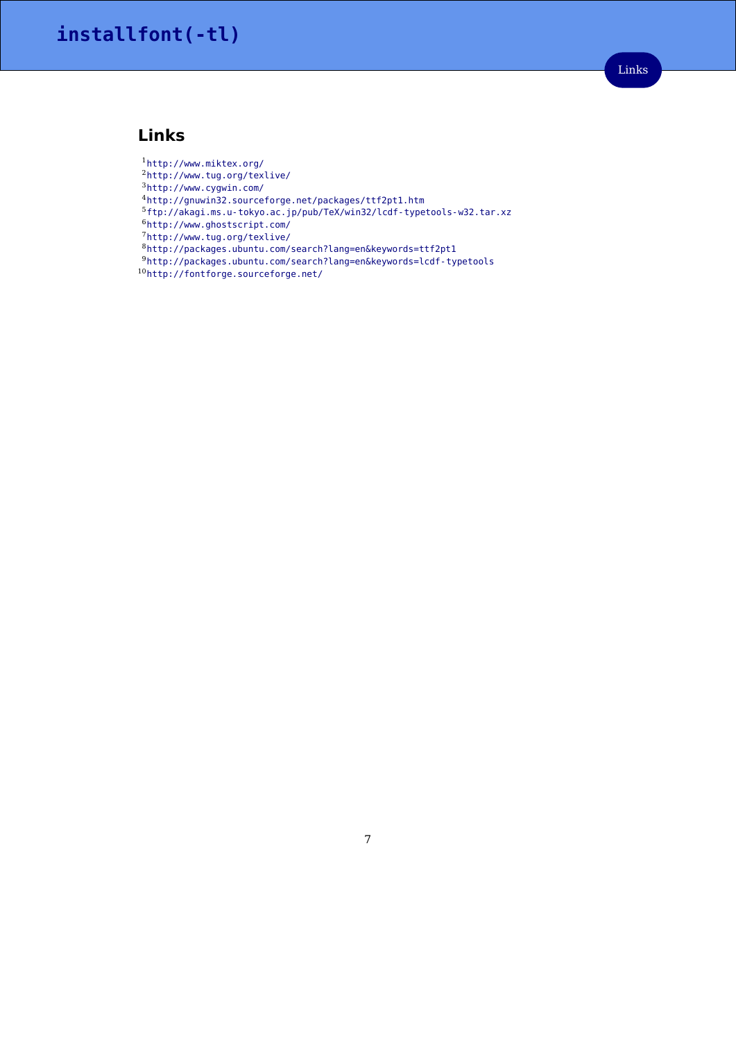## Links

[1] http://www.miktex.org/
[2] http://www.tug.org/texlive/
[3] http://www.cygwin.com/
[4] http://gnuwin32.sourceforge.net/packages/ttf2pt1.htm
[5] ftp://akagi.ms.u-tokyo.ac.jp/pub/TeX/win32/lcdf-typetools-w32.tar.xz
[6] http://www.ghostscript.com/
[7] http://www.tug.org/texlive/
[8] http://packages.ubuntu.com/search?lang=en&keywords=ttf2pt1
[9] http://packages.ubuntu.com/search?lang=en&keywords=lcdf-typetools
[10] http://fontforge.sourceforge.net/